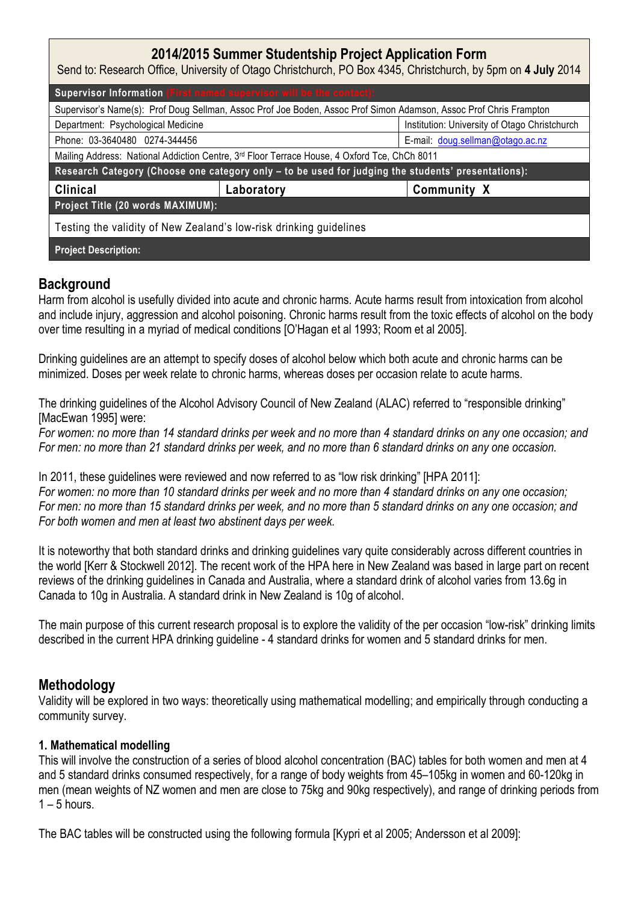| 2014/2015 Summer Studentship Project Application Form<br>Send to: Research Office, University of Otago Christchurch, PO Box 4345, Christchurch, by 5pm on **4 July** 2014 | | |
|---|---|---|
| **Supervisor Information** (First named supervisor will be the contact): | | |
| Supervisor's Name(s): Prof Doug Sellman, Assoc Prof Joe Boden, Assoc Prof Simon Adamson, Assoc Prof Chris Frampton | | |
| Department: Psychological Medicine | | Institution: University of Otago Christchurch |
| Phone: 03-3640480 0274-344456 | | E-mail: doug.sellman@otago.ac.nz |
| Mailing Address: National Addiction Centre, 3rd Floor Terrace House, 4 Oxford Tce, ChCh 8011 | | |
| **Research Category (Choose one category only – to be used for judging the students' presentations):** | | |
| **Clinical** | **Laboratory** | **Community X** |
| **Project Title (20 words MAXIMUM):** | | |
| Testing the validity of New Zealand's low-risk drinking guidelines | | |
| **Project Description:** | | |

## Background

Harm from alcohol is usefully divided into acute and chronic harms. Acute harms result from intoxication from alcohol and include injury, aggression and alcohol poisoning. Chronic harms result from the toxic effects of alcohol on the body over time resulting in a myriad of medical conditions [O'Hagan et al 1993; Room et al 2005].

Drinking guidelines are an attempt to specify doses of alcohol below which both acute and chronic harms can be minimized. Doses per week relate to chronic harms, whereas doses per occasion relate to acute harms.

The drinking guidelines of the Alcohol Advisory Council of New Zealand (ALAC) referred to "responsible drinking" [MacEwan 1995] were:
*For women: no more than 14 standard drinks per week and no more than 4 standard drinks on any one occasion; and*
*For men: no more than 21 standard drinks per week, and no more than 6 standard drinks on any one occasion.*

In 2011, these guidelines were reviewed and now referred to as "low risk drinking" [HPA 2011]:
*For women: no more than 10 standard drinks per week and no more than 4 standard drinks on any one occasion;*
*For men: no more than 15 standard drinks per week, and no more than 5 standard drinks on any one occasion; and*
*For both women and men at least two abstinent days per week.*

It is noteworthy that both standard drinks and drinking guidelines vary quite considerably across different countries in the world [Kerr & Stockwell 2012]. The recent work of the HPA here in New Zealand was based in large part on recent reviews of the drinking guidelines in Canada and Australia, where a standard drink of alcohol varies from 13.6g in Canada to 10g in Australia. A standard drink in New Zealand is 10g of alcohol.

The main purpose of this current research proposal is to explore the validity of the per occasion "low-risk" drinking limits described in the current HPA drinking guideline - 4 standard drinks for women and 5 standard drinks for men.

## Methodology

Validity will be explored in two ways: theoretically using mathematical modelling; and empirically through conducting a community survey.

### 1. Mathematical modelling

This will involve the construction of a series of blood alcohol concentration (BAC) tables for both women and men at 4 and 5 standard drinks consumed respectively, for a range of body weights from 45–105kg in women and 60-120kg in men (mean weights of NZ women and men are close to 75kg and 90kg respectively), and range of drinking periods from 1 – 5 hours.

The BAC tables will be constructed using the following formula [Kypri et al 2005; Andersson et al 2009]: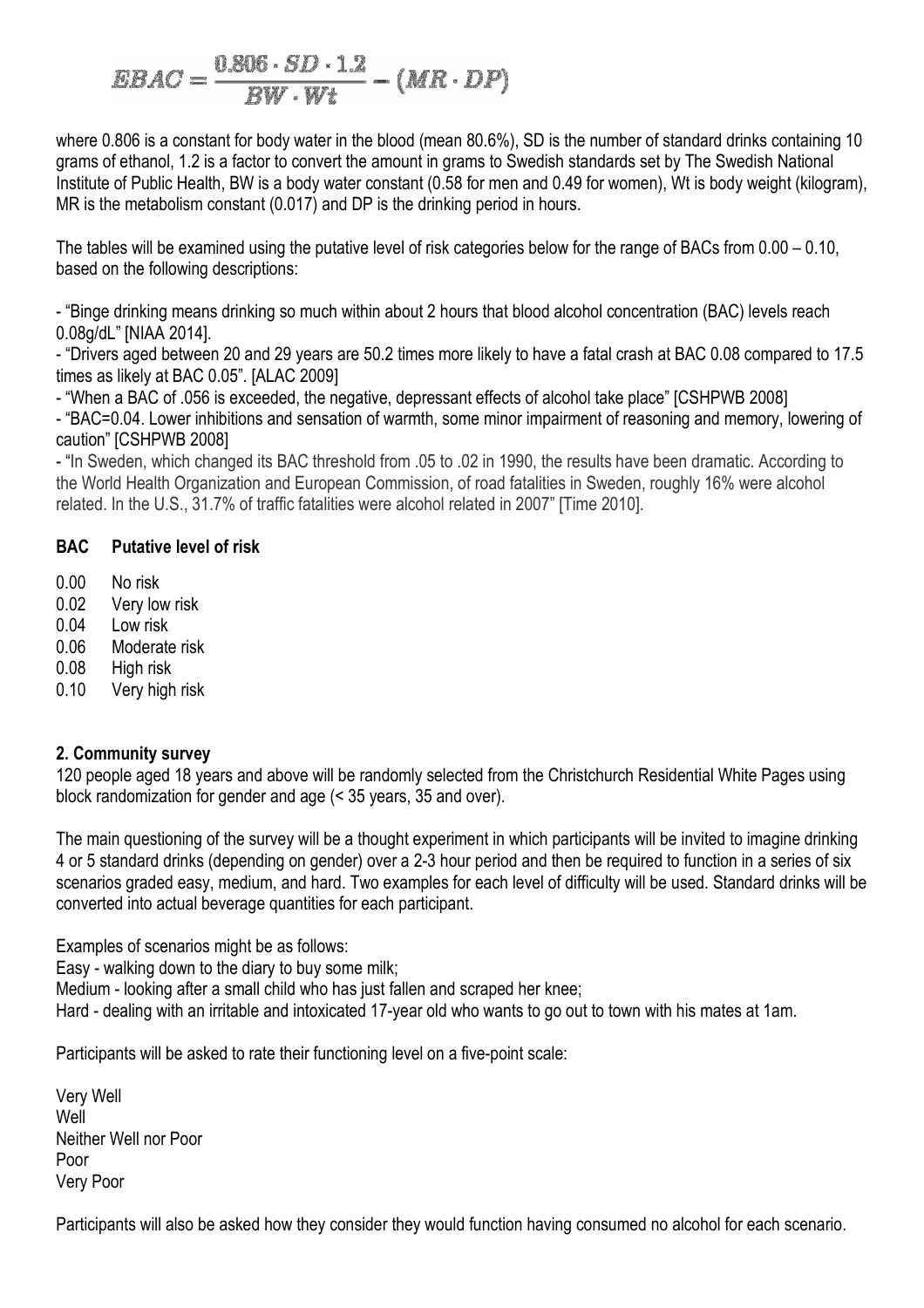$$EBAC = \frac{0.806 \cdot SD \cdot 1.2}{BW \cdot Wt} - (MR \cdot DP)$$

where 0.806 is a constant for body water in the blood (mean 80.6%), SD is the number of standard drinks containing 10 grams of ethanol, 1.2 is a factor to convert the amount in grams to Swedish standards set by The Swedish National Institute of Public Health, BW is a body water constant (0.58 for men and 0.49 for women), Wt is body weight (kilogram), MR is the metabolism constant (0.017) and DP is the drinking period in hours.

The tables will be examined using the putative level of risk categories below for the range of BACs from 0.00 – 0.10, based on the following descriptions:

- "Binge drinking means drinking so much within about 2 hours that blood alcohol concentration (BAC) levels reach 0.08g/dL" [NIAA 2014].
- "Drivers aged between 20 and 29 years are 50.2 times more likely to have a fatal crash at BAC 0.08 compared to 17.5 times as likely at BAC 0.05". [ALAC 2009]
- "When a BAC of .056 is exceeded, the negative, depressant effects of alcohol take place" [CSHPWB 2008]
- "BAC=0.04. Lower inhibitions and sensation of warmth, some minor impairment of reasoning and memory, lowering of caution" [CSHPWB 2008]
- "In Sweden, which changed its BAC threshold from .05 to .02 in 1990, the results have been dramatic. According to the World Health Organization and European Commission, of road fatalities in Sweden, roughly 16% were alcohol related. In the U.S., 31.7% of traffic fatalities were alcohol related in 2007" [Time 2010].

| BAC | Putative level of risk |
|---|---|
| 0.00 | No risk |
| 0.02 | Very low risk |
| 0.04 | Low risk |
| 0.06 | Moderate risk |
| 0.08 | High risk |
| 0.10 | Very high risk |

## 2. Community survey

120 people aged 18 years and above will be randomly selected from the Christchurch Residential White Pages using block randomization for gender and age (< 35 years, 35 and over).

The main questioning of the survey will be a thought experiment in which participants will be invited to imagine drinking 4 or 5 standard drinks (depending on gender) over a 2-3 hour period and then be required to function in a series of six scenarios graded easy, medium, and hard. Two examples for each level of difficulty will be used. Standard drinks will be converted into actual beverage quantities for each participant.

Examples of scenarios might be as follows:

Easy - walking down to the diary to buy some milk;

Medium - looking after a small child who has just fallen and scraped her knee;

Hard - dealing with an irritable and intoxicated 17-year old who wants to go out to town with his mates at 1am.

Participants will be asked to rate their functioning level on a five-point scale:

Very Well

Well

Neither Well nor Poor

Poor

Very Poor

Participants will also be asked how they consider they would function having consumed no alcohol for each scenario.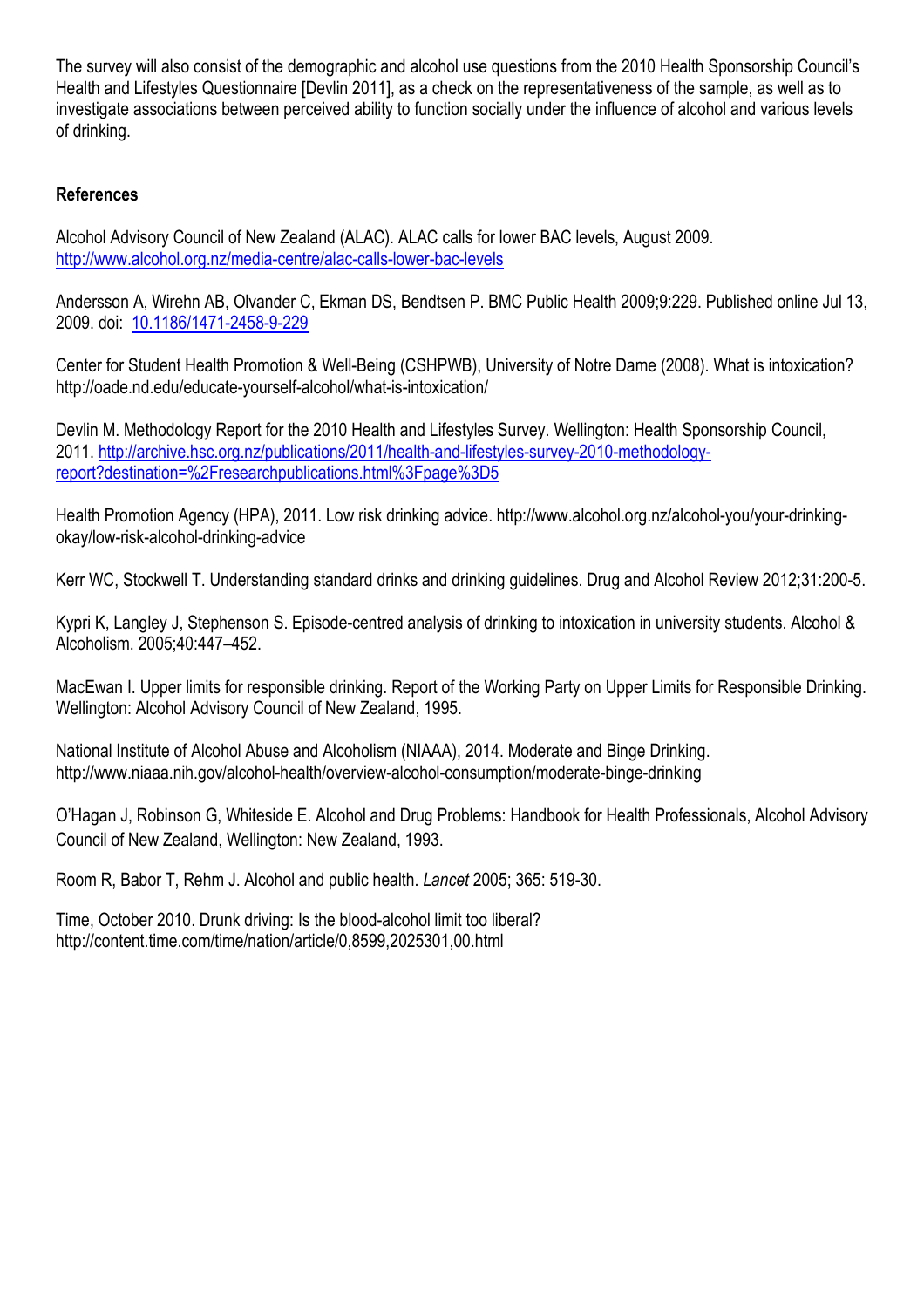The survey will also consist of the demographic and alcohol use questions from the 2010 Health Sponsorship Council's Health and Lifestyles Questionnaire [Devlin 2011], as a check on the representativeness of the sample, as well as to investigate associations between perceived ability to function socially under the influence of alcohol and various levels of drinking.

**References**

Alcohol Advisory Council of New Zealand (ALAC). ALAC calls for lower BAC levels, August 2009. http://www.alcohol.org.nz/media-centre/alac-calls-lower-bac-levels

Andersson A, Wirehn AB, Olvander C, Ekman DS, Bendtsen P. BMC Public Health 2009;9:229. Published online Jul 13, 2009. doi: 10.1186/1471-2458-9-229

Center for Student Health Promotion & Well-Being (CSHPWB), University of Notre Dame (2008). What is intoxication? http://oade.nd.edu/educate-yourself-alcohol/what-is-intoxication/

Devlin M. Methodology Report for the 2010 Health and Lifestyles Survey. Wellington: Health Sponsorship Council, 2011. http://archive.hsc.org.nz/publications/2011/health-and-lifestyles-survey-2010-methodology-report?destination=%2Fresearchpublications.html%3Fpage%3D5

Health Promotion Agency (HPA), 2011. Low risk drinking advice. http://www.alcohol.org.nz/alcohol-you/your-drinking-okay/low-risk-alcohol-drinking-advice

Kerr WC, Stockwell T. Understanding standard drinks and drinking guidelines. Drug and Alcohol Review 2012;31:200-5.

Kypri K, Langley J, Stephenson S. Episode-centred analysis of drinking to intoxication in university students. Alcohol & Alcoholism. 2005;40:447–452.

MacEwan I. Upper limits for responsible drinking. Report of the Working Party on Upper Limits for Responsible Drinking. Wellington: Alcohol Advisory Council of New Zealand, 1995.

National Institute of Alcohol Abuse and Alcoholism (NIAAA), 2014. Moderate and Binge Drinking. http://www.niaaa.nih.gov/alcohol-health/overview-alcohol-consumption/moderate-binge-drinking

O'Hagan J, Robinson G, Whiteside E. Alcohol and Drug Problems: Handbook for Health Professionals, Alcohol Advisory Council of New Zealand, Wellington: New Zealand, 1993.

Room R, Babor T, Rehm J. Alcohol and public health. *Lancet* 2005; 365: 519-30.

Time, October 2010. Drunk driving: Is the blood-alcohol limit too liberal? http://content.time.com/time/nation/article/0,8599,2025301,00.html